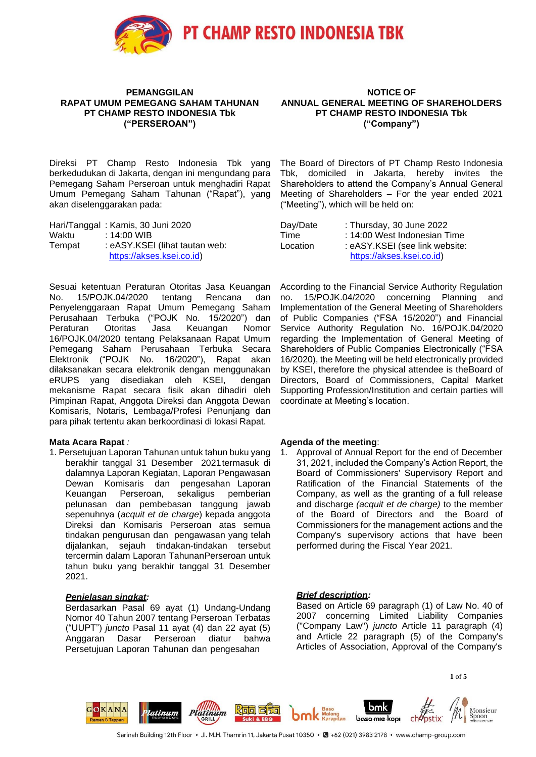PT CHAMP RESTO INDONESIA TBK

## PEMANGGILAN RAPAT UMUM PEMEGANG SAHAM TAHUNAN PT CHAMP RESTO INDONESIA Tbk ("PERSEROAN")

Direksi PT Champ Resto Indonesia Tbk yang berkedudukan di Jakarta, dengan ini mengundang para Pemegang Saham Perseroan untuk menghadiri Rapat Umum Pemegang Saham Tahunan ("Rapat"), yang akan diselenggarakan pada:

Hari/Tanggal : Kamis, 30 Juni 2020
Waktu : 14:00 WIB
Tempat : eASY.KSEI (lihat tautan web: https://akses.ksei.co.id)

Sesuai ketentuan Peraturan Otoritas Jasa Keuangan No. 15/POJK.04/2020 tentang Rencana dan Penyelenggaraan Rapat Umum Pemegang Saham Perusahaan Terbuka ("POJK No. 15/2020") dan Peraturan Otoritas Jasa Keuangan Nomor 16/POJK.04/2020 tentang Pelaksanaan Rapat Umum Pemegang Saham Perusahaan Terbuka Secara Elektronik ("POJK No. 16/2020"), Rapat akan dilaksanakan secara elektronik dengan menggunakan eRUPS yang disediakan oleh KSEI, dengan mekanisme Rapat secara fisik akan dihadiri oleh Pimpinan Rapat, Anggota Direksi dan Anggota Dewan Komisaris, Notaris, Lembaga/Profesi Penunjang dan para pihak tertentu akan berkoordinasi di lokasi Rapat.

**Mata Acara Rapat** *:*

1. Persetujuan Laporan Tahunan untuk tahun buku yang berakhir tanggal 31 Desember 2021termasuk di dalamnya Laporan Kegiatan, Laporan Pengawasan Dewan Komisaris dan pengesahan Laporan Keuangan Perseroan, sekaligus pemberian pelunasan dan pembebasan tanggung jawab sepenuhnya (*acquit et de charge*) kepada anggota Direksi dan Komisaris Perseroan atas semua tindakan pengurusan dan pengawasan yang telah dijalankan, sejauh tindakan-tindakan tersebut tercermin dalam Laporan TahunanPerseroan untuk tahun buku yang berakhir tanggal 31 Desember 2021.

   ***Penjelasan singkat:***

   Berdasarkan Pasal 69 ayat (1) Undang-Undang Nomor 40 Tahun 2007 tentang Perseroan Terbatas ("UUPT") *juncto* Pasal 11 ayat (4) dan 22 ayat (5) Anggaran Dasar Perseroan diatur bahwa Persetujuan Laporan Tahunan dan pengesahan

## NOTICE OF ANNUAL GENERAL MEETING OF SHAREHOLDERS PT CHAMP RESTO INDONESIA Tbk ("Company")

The Board of Directors of PT Champ Resto Indonesia Tbk, domiciled in Jakarta, hereby invites the Shareholders to attend the Company's Annual General Meeting of Shareholders – For the year ended 2021 ("Meeting"), which will be held on:

Day/Date : Thursday, 30 June 2022
Time : 14:00 West Indonesian Time
Location : eASY.KSEI (see link website: https://akses.ksei.co.id)

According to the Financial Service Authority Regulation no. 15/POJK.04/2020 concerning Planning and Implementation of the General Meeting of Shareholders of Public Companies ("FSA 15/2020") and Financial Service Authority Regulation No. 16/POJK.04/2020 regarding the Implementation of General Meeting of Shareholders of Public Companies Electronically ("FSA 16/2020), the Meeting will be held electronically provided by KSEI, therefore the physical attendee is theBoard of Directors, Board of Commissioners, Capital Market Supporting Profession/Institution and certain parties will coordinate at Meeting's location.

**Agenda of the meeting**:

1. Approval of Annual Report for the end of December 31, 2021, included the Company's Action Report, the Board of Commissioners' Supervisory Report and Ratification of the Financial Statements of the Company, as well as the granting of a full release and discharge *(acquit et de charge)* to the member of the Board of Directors and the Board of Commissioners for the management actions and the Company's supervisory actions that have been performed during the Fiscal Year 2021.

   ***Brief description:***

   Based on Article 69 paragraph (1) of Law No. 40 of 2007 concerning Limited Liability Companies ("Company Law") *juncto* Article 11 paragraph (4) and Article 22 paragraph (5) of the Company's Articles of Association, Approval of the Company's

GOKANA Ramen & Teppan • Platinum Resto & Cafe • Platinum Grill • Raa Cha Suki & BBQ • bmk Baso Malang Karapitan • bmk baso mie kopi • chopstix • Monsieur Spoon

Sarinah Building 12th Floor • Jl. M.H. Thamrin 11, Jakarta Pusat 10350 • +62 (021) 3983 2178 • www.champ-group.com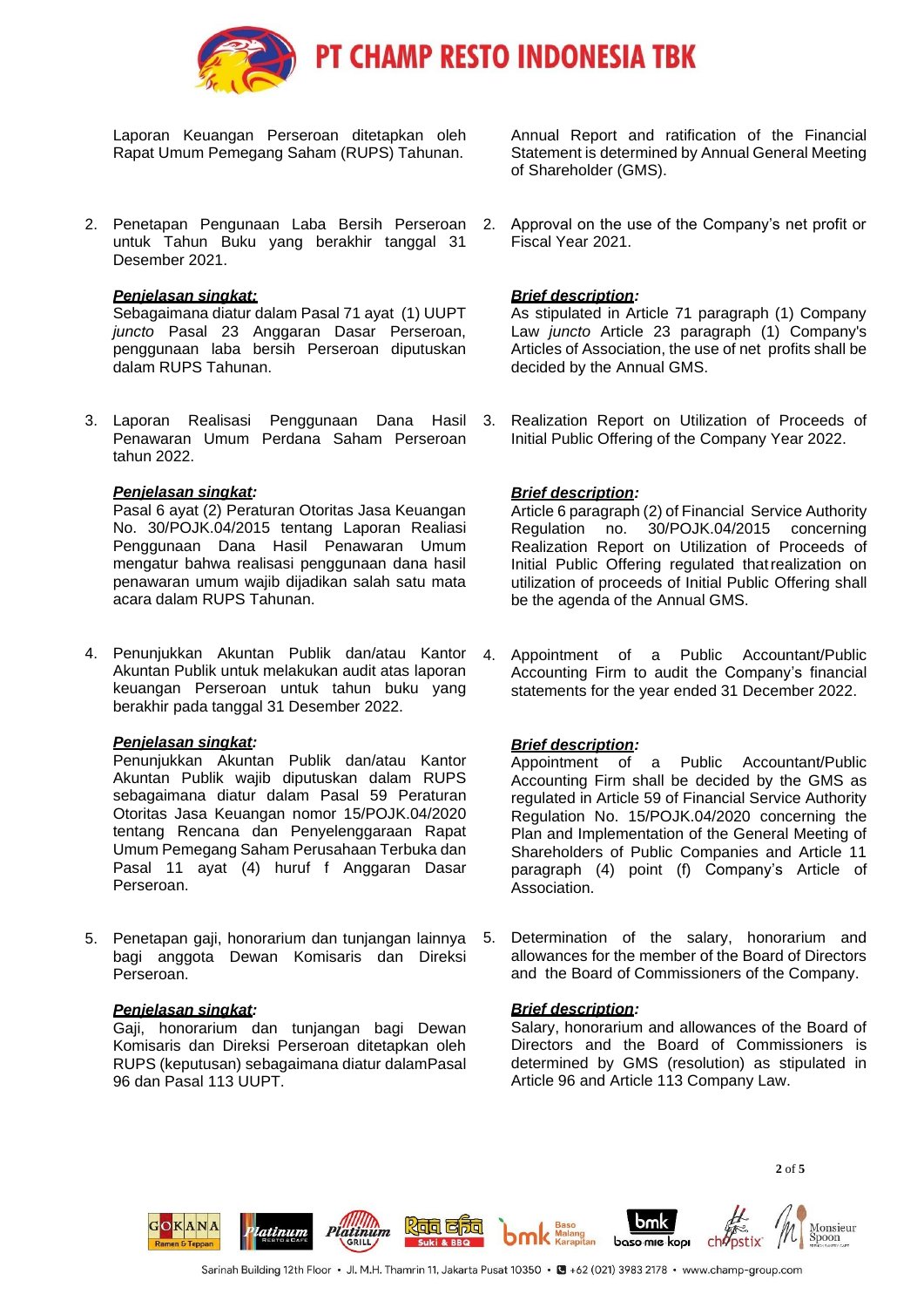Laporan Keuangan Perseroan ditetapkan oleh Rapat Umum Pemegang Saham (RUPS) Tahunan.

Annual Report and ratification of the Financial Statement is determined by Annual General Meeting of Shareholder (GMS).

2. Penetapan Pengunaan Laba Bersih Perseroan untuk Tahun Buku yang berakhir tanggal 31 Desember 2021.

   ***Penjelasan singkat:***
   Sebagaimana diatur dalam Pasal 71 ayat (1) UUPT *juncto* Pasal 23 Anggaran Dasar Perseroan, penggunaan laba bersih Perseroan diputuskan dalam RUPS Tahunan.

2. Approval on the use of the Company's net profit or Fiscal Year 2021.

   ***Brief description:***
   As stipulated in Article 71 paragraph (1) Company Law *juncto* Article 23 paragraph (1) Company's Articles of Association, the use of net profits shall be decided by the Annual GMS.

3. Laporan Realisasi Penggunaan Dana Hasil Penawaran Umum Perdana Saham Perseroan tahun 2022.

   ***Penjelasan singkat:***
   Pasal 6 ayat (2) Peraturan Otoritas Jasa Keuangan No. 30/POJK.04/2015 tentang Laporan Realisasi Penggunaan Dana Hasil Penawaran Umum mengatur bahwa realisasi penggunaan dana hasil penawaran umum wajib dijadikan salah satu mata acara dalam RUPS Tahunan.

3. Realization Report on Utilization of Proceeds of Initial Public Offering of the Company Year 2022.

   ***Brief description:***
   Article 6 paragraph (2) of Financial Service Authority Regulation no. 30/POJK.04/2015 concerning Realization Report on Utilization of Proceeds of Initial Public Offering regulated that realization on utilization of proceeds of Initial Public Offering shall be the agenda of the Annual GMS.

4. Penunjukkan Akuntan Publik dan/atau Kantor Akuntan Publik untuk melakukan audit atas laporan keuangan Perseroan untuk tahun buku yang berakhir pada tanggal 31 Desember 2022.

   ***Penjelasan singkat:***
   Penunjukkan Akuntan Publik dan/atau Kantor Akuntan Publik wajib diputuskan dalam RUPS sebagaimana diatur dalam Pasal 59 Peraturan Otoritas Jasa Keuangan nomor 15/POJK.04/2020 tentang Rencana dan Penyelenggaraan Rapat Umum Pemegang Saham Perusahaan Terbuka dan Pasal 11 ayat (4) huruf f Anggaran Dasar Perseroan.

4. Appointment of a Public Accountant/Public Accounting Firm to audit the Company's financial statements for the year ended 31 December 2022.

   ***Brief description:***
   Appointment of a Public Accountant/Public Accounting Firm shall be decided by the GMS as regulated in Article 59 of Financial Service Authority Regulation No. 15/POJK.04/2020 concerning the Plan and Implementation of the General Meeting of Shareholders of Public Companies and Article 11 paragraph (4) point (f) Company's Article of Association.

5. Penetapan gaji, honorarium dan tunjangan lainnya bagi anggota Dewan Komisaris dan Direksi Perseroan.

   ***Penjelasan singkat:***
   Gaji, honorarium dan tunjangan bagi Dewan Komisaris dan Direksi Perseroan ditetapkan oleh RUPS (keputusan) sebagaimana diatur dalamPasal 96 dan Pasal 113 UUPT.

5. Determination of the salary, honorarium and allowances for the member of the Board of Directors and the Board of Commissioners of the Company.

   ***Brief description:***
   Salary, honorarium and allowances of the Board of Directors and the Board of Commissioners is determined by GMS (resolution) as stipulated in Article 96 and Article 113 Company Law.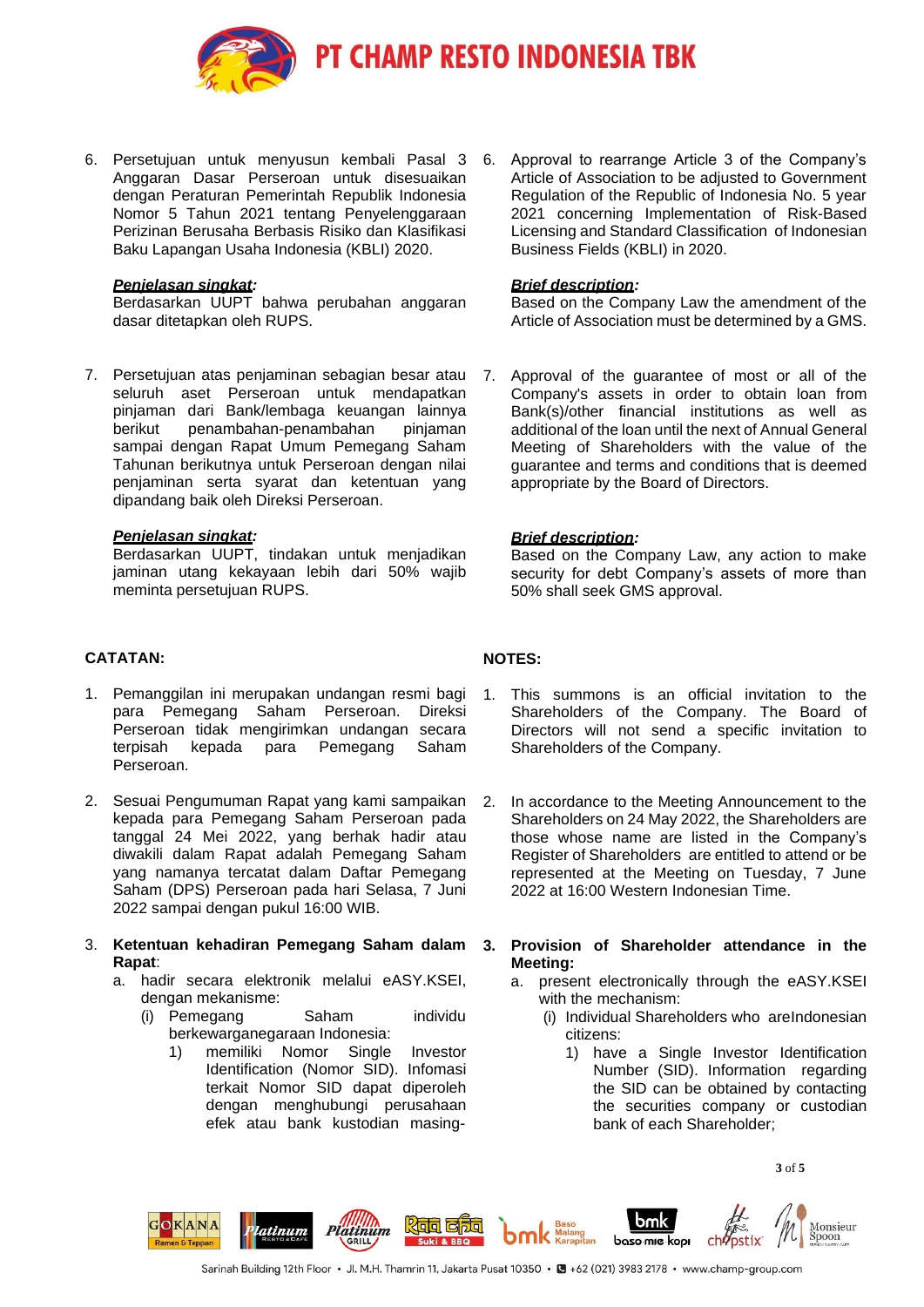6. Persetujuan untuk menyusun kembali Pasal 3 Anggaran Dasar Perseroan untuk disesuaikan dengan Peraturan Pemerintah Republik Indonesia Nomor 5 Tahun 2021 tentang Penyelenggaraan Perizinan Berusaha Berbasis Risiko dan Klasifikasi Baku Lapangan Usaha Indonesia (KBLI) 2020.

   ***Penjelasan singkat:***
   Berdasarkan UUPT bahwa perubahan anggaran dasar ditetapkan oleh RUPS.

7. Persetujuan atas penjaminan sebagian besar atau seluruh aset Perseroan untuk mendapatkan pinjaman dari Bank/lembaga keuangan lainnya berikut penambahan-penambahan pinjaman sampai dengan Rapat Umum Pemegang Saham Tahunan berikutnya untuk Perseroan dengan nilai penjaminan serta syarat dan ketentuan yang dipandang baik oleh Direksi Perseroan.

   ***Penjelasan singkat:***
   Berdasarkan UUPT, tindakan untuk menjadikan jaminan utang kekayaan lebih dari 50% wajib meminta persetujuan RUPS.

**CATATAN:**

1. Pemanggilan ini merupakan undangan resmi bagi para Pemegang Saham Perseroan. Direksi Perseroan tidak mengirimkan undangan secara terpisah kepada para Pemegang Saham Perseroan.

2. Sesuai Pengumuman Rapat yang kami sampaikan kepada para Pemegang Saham Perseroan pada tanggal 24 Mei 2022, yang berhak hadir atau diwakili dalam Rapat adalah Pemegang Saham yang namanya tercatat dalam Daftar Pemegang Saham (DPS) Perseroan pada hari Selasa, 7 Juni 2022 sampai dengan pukul 16:00 WIB.

3. **Ketentuan kehadiran Pemegang Saham dalam Rapat**:
   a. hadir secara elektronik melalui eASY.KSEI, dengan mekanisme:
      (i) Pemegang Saham individu berkewarganegaraan Indonesia:
         1) memiliki Nomor Single Investor Identification (Nomor SID). Infomasi terkait Nomor SID dapat diperoleh dengan menghubungi perusahaan efek atau bank kustodian masing-

6. Approval to rearrange Article 3 of the Company's Article of Association to be adjusted to Government Regulation of the Republic of Indonesia No. 5 year 2021 concerning Implementation of Risk-Based Licensing and Standard Classification of Indonesian Business Fields (KBLI) in 2020.

   ***Brief description:***
   Based on the Company Law the amendment of the Article of Association must be determined by a GMS.

7. Approval of the guarantee of most or all of the Company's assets in order to obtain loan from Bank(s)/other financial institutions as well as additional of the loan until the next of Annual General Meeting of Shareholders with the value of the guarantee and terms and conditions that is deemed appropriate by the Board of Directors.

   ***Brief description:***
   Based on the Company Law, any action to make security for debt Company's assets of more than 50% shall seek GMS approval.

**NOTES:**

1. This summons is an official invitation to the Shareholders of the Company. The Board of Directors will not send a specific invitation to Shareholders of the Company.

2. In accordance to the Meeting Announcement to the Shareholders on 24 May 2022, the Shareholders are those whose name are listed in the Company's Register of Shareholders are entitled to attend or be represented at the Meeting on Tuesday, 7 June 2022 at 16:00 Western Indonesian Time.

3. **Provision of Shareholder attendance in the Meeting:**
   a. present electronically through the eASY.KSEI with the mechanism:
      (i) Individual Shareholders who areIndonesian citizens:
         1) have a Single Investor Identification Number (SID). Information regarding the SID can be obtained by contacting the securities company or custodian bank of each Shareholder;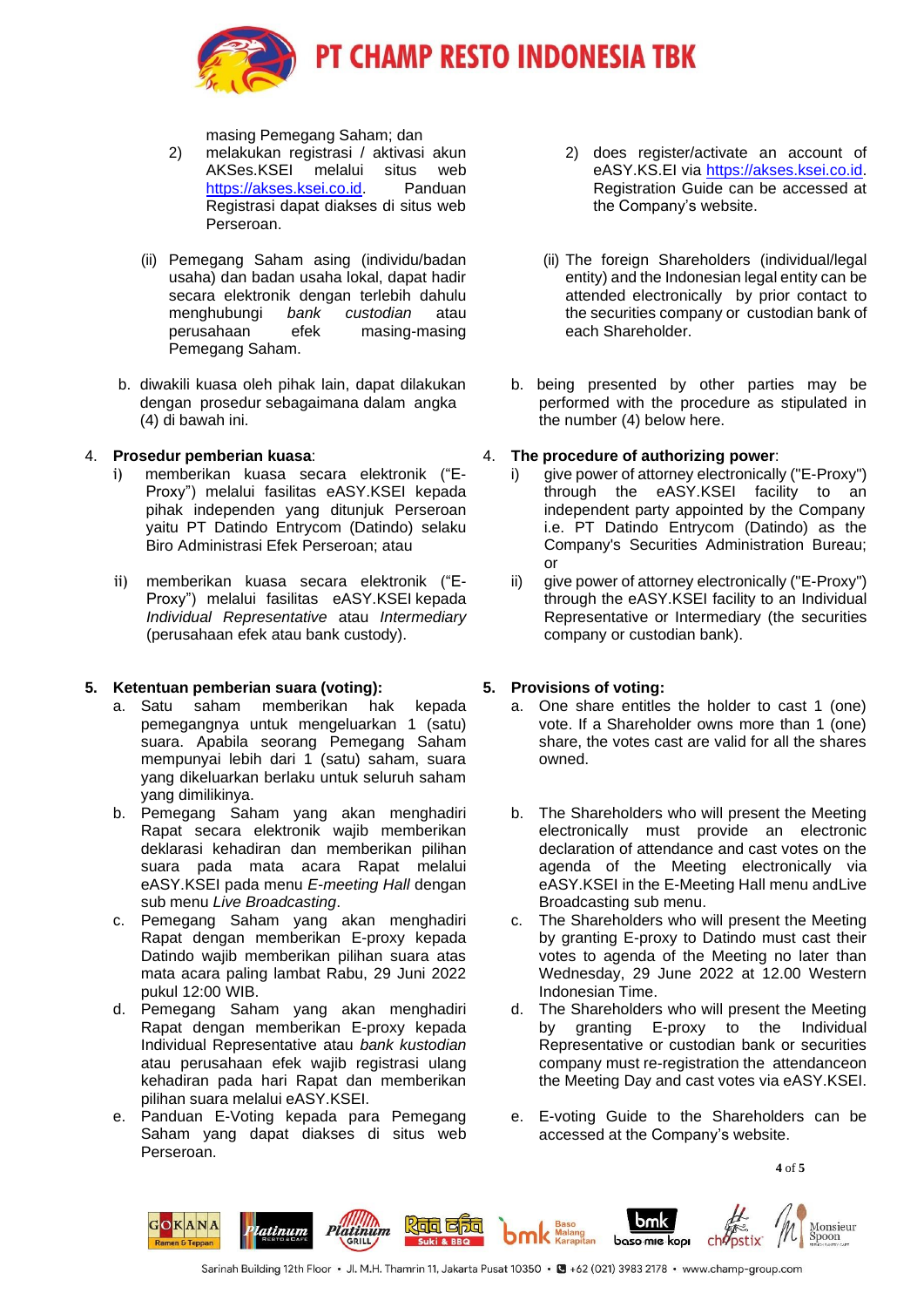masing Pemegang Saham; dan

2) melakukan registrasi / aktivasi akun AKSes.KSEI melalui situs web https://akses.ksei.co.id. Panduan Registrasi dapat diakses di situs web Perseroan.

(ii) Pemegang Saham asing (individu/badan usaha) dan badan usaha lokal, dapat hadir secara elektronik dengan terlebih dahulu menghubungi *bank custodian* atau perusahaan efek masing-masing Pemegang Saham.

b. diwakili kuasa oleh pihak lain, dapat dilakukan dengan prosedur sebagaimana dalam angka (4) di bawah ini.

4. **Prosedur pemberian kuasa**:

i) memberikan kuasa secara elektronik ("E-Proxy") melalui fasilitas eASY.KSEI kepada pihak independen yang ditunjuk Perseroan yaitu PT Datindo Entrycom (Datindo) selaku Biro Administrasi Efek Perseroan; atau

ii) memberikan kuasa secara elektronik ("E-Proxy") melalui fasilitas eASY.KSEI kepada *Individual Representative* atau *Intermediary* (perusahaan efek atau bank custody).

5. **Ketentuan pemberian suara (voting):**

a. Satu saham memberikan hak kepada pemegangnya untuk mengeluarkan 1 (satu) suara. Apabila seorang Pemegang Saham mempunyai lebih dari 1 (satu) saham, suara yang dikeluarkan berlaku untuk seluruh saham yang dimilikinya.

b. Pemegang Saham yang akan menghadiri Rapat secara elektronik wajib memberikan deklarasi kehadiran dan memberikan pilihan suara pada mata acara Rapat melalui eASY.KSEI pada menu *E-meeting Hall* dengan sub menu *Live Broadcasting*.

c. Pemegang Saham yang akan menghadiri Rapat dengan memberikan E-proxy kepada Datindo wajib memberikan pilihan suara atas mata acara paling lambat Rabu, 29 Juni 2022 pukul 12:00 WIB.

d. Pemegang Saham yang akan menghadiri Rapat dengan memberikan E-proxy kepada Individual Representative atau *bank kustodian* atau perusahaan efek wajib registrasi ulang kehadiran pada hari Rapat dan memberikan pilihan suara melalui eASY.KSEI.

e. Panduan E-Voting kepada para Pemegang Saham yang dapat diakses di situs web Perseroan.

---

2) does register/activate an account of eASY.KS.EI via https://akses.ksei.co.id. Registration Guide can be accessed at the Company's website.

(ii) The foreign Shareholders (individual/legal entity) and the Indonesian legal entity can be attended electronically by prior contact to the securities company or custodian bank of each Shareholder.

b. being presented by other parties may be performed with the procedure as stipulated in the number (4) below here.

4. **The procedure of authorizing power**:

i) give power of attorney electronically ("E-Proxy") through the eASY.KSEI facility to an independent party appointed by the Company i.e. PT Datindo Entrycom (Datindo) as the Company's Securities Administration Bureau; or

ii) give power of attorney electronically ("E-Proxy") through the eASY.KSEI facility to an Individual Representative or Intermediary (the securities company or custodian bank).

5. **Provisions of voting:**

a. One share entitles the holder to cast 1 (one) vote. If a Shareholder owns more than 1 (one) share, the votes cast are valid for all the shares owned.

b. The Shareholders who will present the Meeting electronically must provide an electronic declaration of attendance and cast votes on the agenda of the Meeting electronically via eASY.KSEI in the E-Meeting Hall menu andLive Broadcasting sub menu.

c. The Shareholders who will present the Meeting by granting E-proxy to Datindo must cast their votes to agenda of the Meeting no later than Wednesday, 29 June 2022 at 12.00 Western Indonesian Time.

d. The Shareholders who will present the Meeting by granting E-proxy to the Individual Representative or custodian bank or securities company must re-registration the attendanceon the Meeting Day and cast votes via eASY.KSEI.

e. E-voting Guide to the Shareholders can be accessed at the Company's website.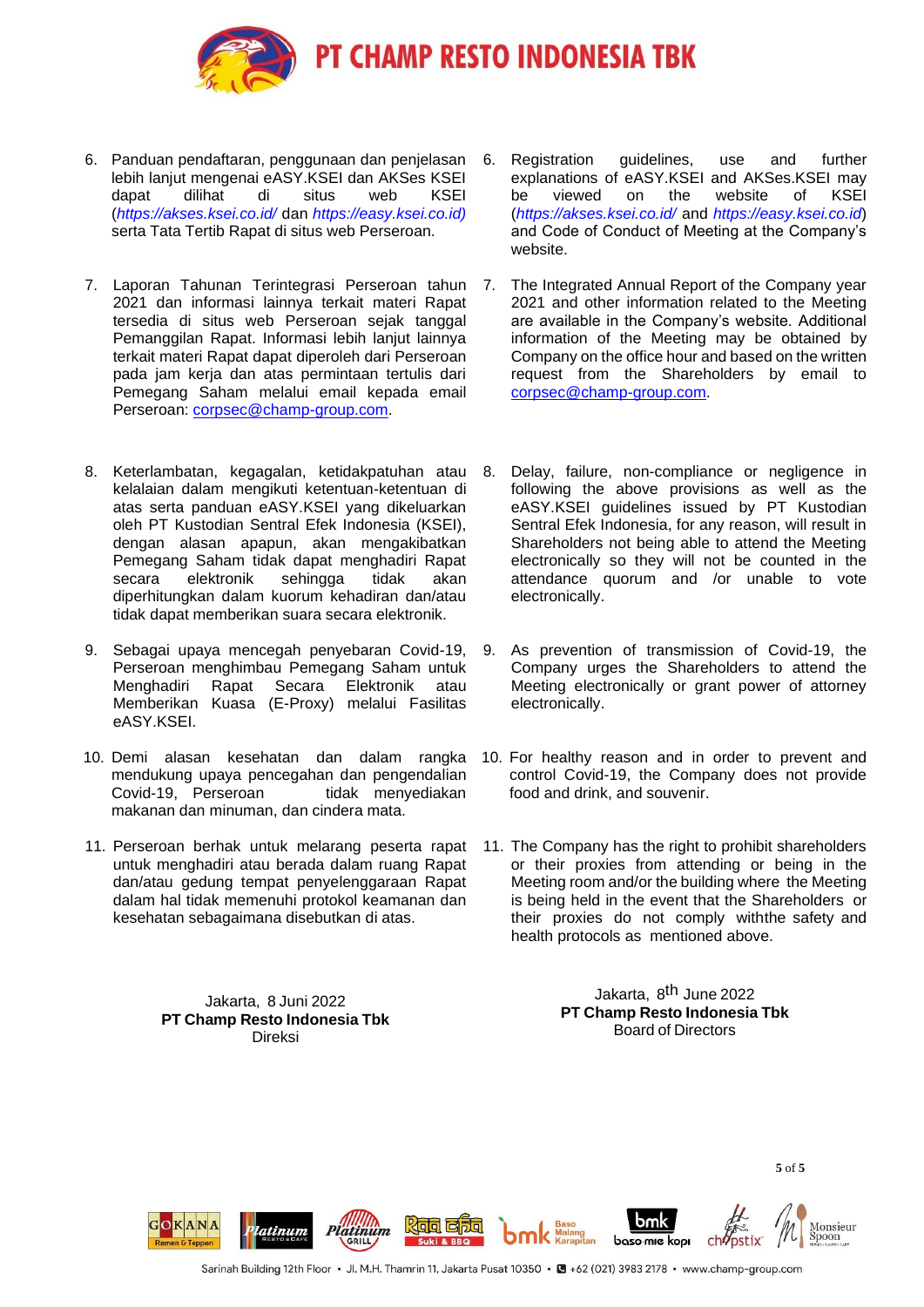6. Panduan pendaftaran, penggunaan dan penjelasan lebih lanjut mengenai eASY.KSEI dan AKSes KSEI dapat dilihat di situs web KSEI (*https://akses.ksei.co.id/* dan *https://easy.ksei.co.id)* serta Tata Tertib Rapat di situs web Perseroan.

7. Laporan Tahunan Terintegrasi Perseroan tahun 2021 dan informasi lainnya terkait materi Rapat tersedia di situs web Perseroan sejak tanggal Pemanggilan Rapat. Informasi lebih lanjut lainnya terkait materi Rapat dapat diperoleh dari Perseroan pada jam kerja dan atas permintaan tertulis dari Pemegang Saham melalui email kepada email Perseroan: corpsec@champ-group.com.

8. Keterlambatan, kegagalan, ketidakpatuhan atau kelalaian dalam mengikuti ketentuan-ketentuan di atas serta panduan eASY.KSEI yang dikeluarkan oleh PT Kustodian Sentral Efek Indonesia (KSEI), dengan alasan apapun, akan mengakibatkan Pemegang Saham tidak dapat menghadiri Rapat secara elektronik sehingga tidak akan diperhitungkan dalam kuorum kehadiran dan/atau tidak dapat memberikan suara secara elektronik.

9. Sebagai upaya mencegah penyebaran Covid-19, Perseroan menghimbau Pemegang Saham untuk Menghadiri Rapat Secara Elektronik atau Memberikan Kuasa (E-Proxy) melalui Fasilitas eASY.KSEI.

10. Demi alasan kesehatan dan dalam rangka mendukung upaya pencegahan dan pengendalian Covid-19, Perseroan tidak menyediakan makanan dan minuman, dan cindera mata.

11. Perseroan berhak untuk melarang peserta rapat untuk menghadiri atau berada dalam ruang Rapat dan/atau gedung tempat penyelenggaraan Rapat dalam hal tidak memenuhi protokol keamanan dan kesehatan sebagaimana disebutkan di atas.

Jakarta, 8 Juni 2022
**PT Champ Resto Indonesia Tbk**
Direksi

6. Registration guidelines, use and further explanations of eASY.KSEI and AKSes.KSEI may be viewed on the website of KSEI (*https://akses.ksei.co.id/* and *https://easy.ksei.co.id*) and Code of Conduct of Meeting at the Company's website.

7. The Integrated Annual Report of the Company year 2021 and other information related to the Meeting are available in the Company's website. Additional information of the Meeting may be obtained by Company on the office hour and based on the written request from the Shareholders by email to corpsec@champ-group.com.

8. Delay, failure, non-compliance or negligence in following the above provisions as well as the eASY.KSEI guidelines issued by PT Kustodian Sentral Efek Indonesia, for any reason, will result in Shareholders not being able to attend the Meeting electronically so they will not be counted in the attendance quorum and /or unable to vote electronically.

9. As prevention of transmission of Covid-19, the Company urges the Shareholders to attend the Meeting electronically or grant power of attorney electronically.

10. For healthy reason and in order to prevent and control Covid-19, the Company does not provide food and drink, and souvenir.

11. The Company has the right to prohibit shareholders or their proxies from attending or being in the Meeting room and/or the building where the Meeting is being held in the event that the Shareholders or their proxies do not comply withthe safety and health protocols as mentioned above.

Jakarta, 8th June 2022
**PT Champ Resto Indonesia Tbk**
Board of Directors